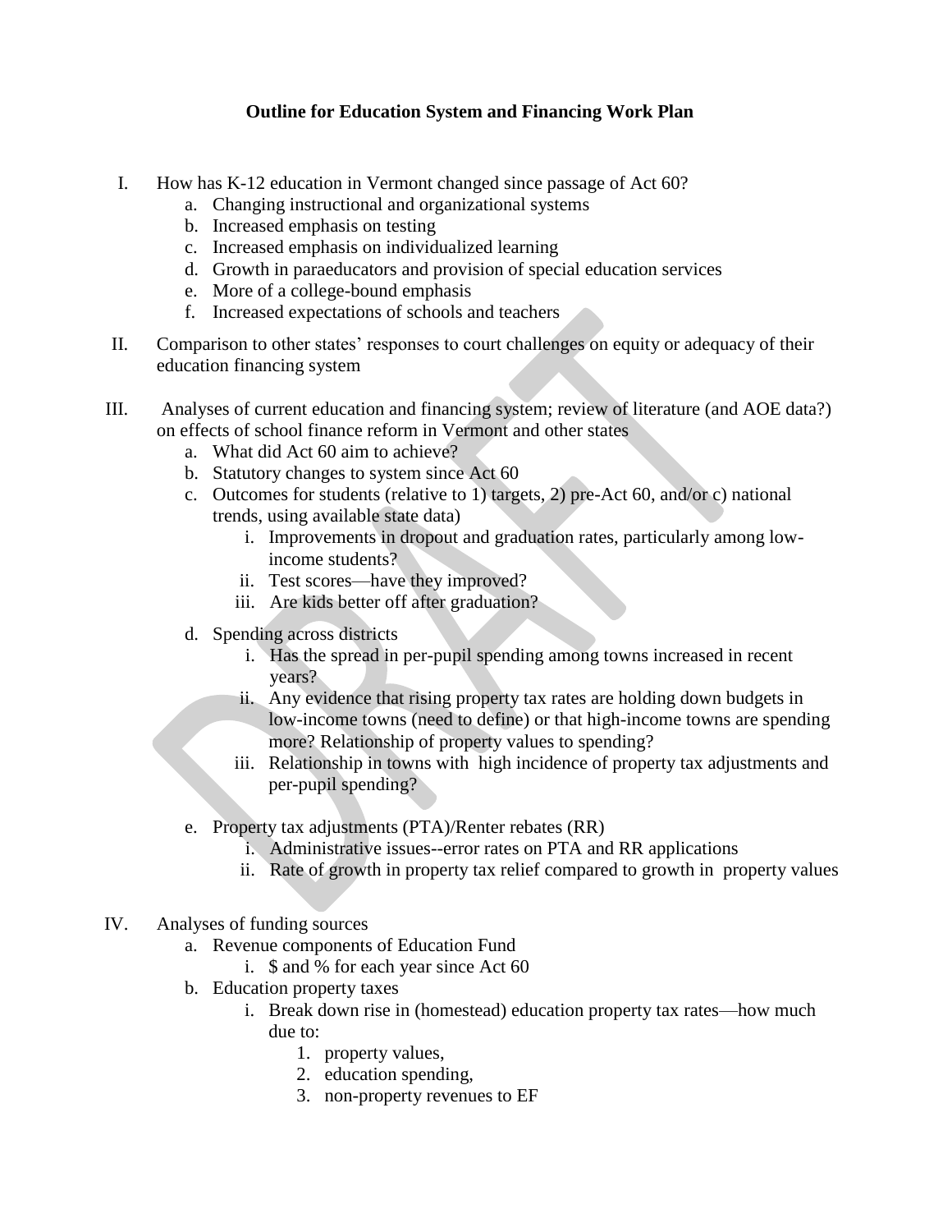**Outline for Education System and Financing Work Plan**

I. How has K-12 education in Vermont changed since passage of Act 60?
   a. Changing instructional and organizational systems
   b. Increased emphasis on testing
   c. Increased emphasis on individualized learning
   d. Growth in paraeducators and provision of special education services
   e. More of a college-bound emphasis
   f. Increased expectations of schools and teachers

II. Comparison to other states' responses to court challenges on equity or adequacy of their education financing system

III. Analyses of current education and financing system; review of literature (and AOE data?) on effects of school finance reform in Vermont and other states
   a. What did Act 60 aim to achieve?
   b. Statutory changes to system since Act 60
   c. Outcomes for students (relative to 1) targets, 2) pre-Act 60, and/or c) national trends, using available state data)
      i. Improvements in dropout and graduation rates, particularly among low-income students?
      ii. Test scores—have they improved?
      iii. Are kids better off after graduation?
   d. Spending across districts
      i. Has the spread in per-pupil spending among towns increased in recent years?
      ii. Any evidence that rising property tax rates are holding down budgets in low-income towns (need to define) or that high-income towns are spending more? Relationship of property values to spending?
      iii. Relationship in towns with high incidence of property tax adjustments and per-pupil spending?
   e. Property tax adjustments (PTA)/Renter rebates (RR)
      i. Administrative issues--error rates on PTA and RR applications
      ii. Rate of growth in property tax relief compared to growth in property values

IV. Analyses of funding sources
   a. Revenue components of Education Fund
      i. $ and % for each year since Act 60
   b. Education property taxes
      i. Break down rise in (homestead) education property tax rates—how much due to:
         1. property values,
         2. education spending,
         3. non-property revenues to EF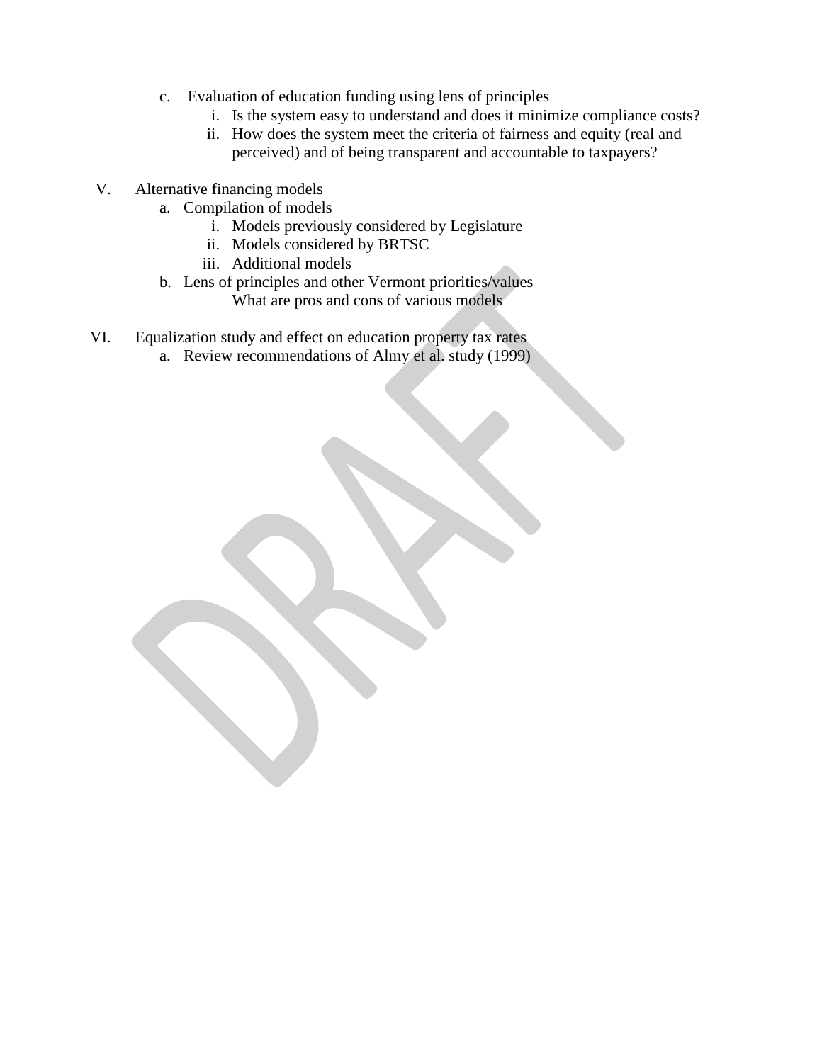c. Evaluation of education funding using lens of principles
   i. Is the system easy to understand and does it minimize compliance costs?
   ii. How does the system meet the criteria of fairness and equity (real and perceived) and of being transparent and accountable to taxpayers?

V. Alternative financing models
   a. Compilation of models
      i. Models previously considered by Legislature
      ii. Models considered by BRTSC
      iii. Additional models
   b. Lens of principles and other Vermont priorities/values
      What are pros and cons of various models

VI. Equalization study and effect on education property tax rates
   a. Review recommendations of Almy et al. study (1999)